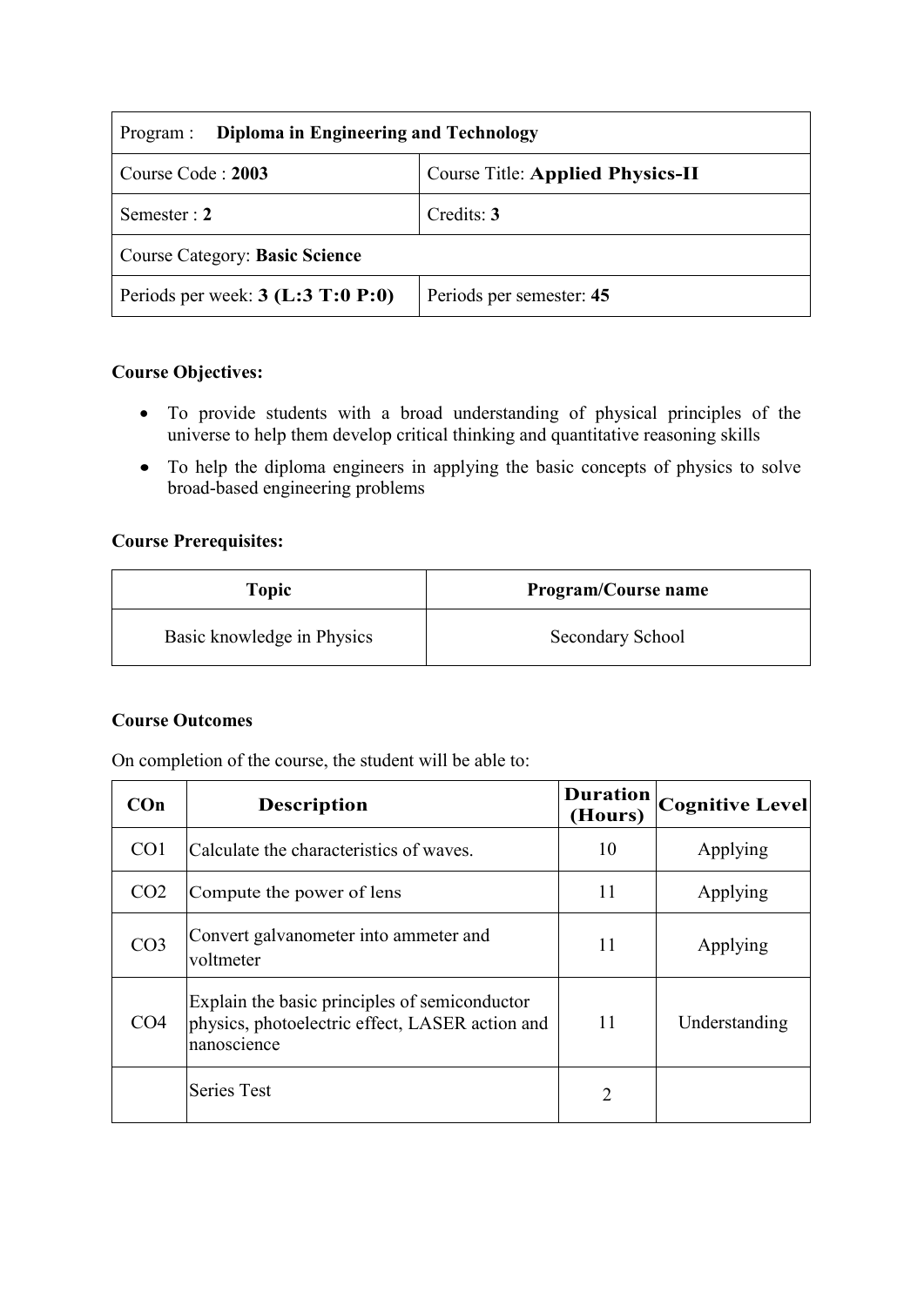| Program : **Diploma in Engineering and Technology** | |
|---|---|
| Course Code : **2003** | Course Title: **Applied Physics-II** |
| Semester : **2** | Credits: **3** |
| Course Category: **Basic Science** | |
| Periods per week: **3 (L:3 T:0 P:0)** | Periods per semester: **45** |

**Course Objectives:**

- To provide students with a broad understanding of physical principles of the universe to help them develop critical thinking and quantitative reasoning skills
- To help the diploma engineers in applying the basic concepts of physics to solve broad-based engineering problems

**Course Prerequisites:**

| Topic | Program/Course name |
|---|---|
| Basic knowledge in Physics | Secondary School |

**Course Outcomes**

On completion of the course, the student will be able to:

| COn | Description | Duration (Hours) | Cognitive Level |
|---|---|---|---|
| CO1 | Calculate the characteristics of waves. | 10 | Applying |
| CO2 | Compute the power of lens | 11 | Applying |
| CO3 | Convert galvanometer into ammeter and voltmeter | 11 | Applying |
| CO4 | Explain the basic principles of semiconductor physics, photoelectric effect, LASER action and nanoscience | 11 | Understanding |
| | Series Test | 2 | |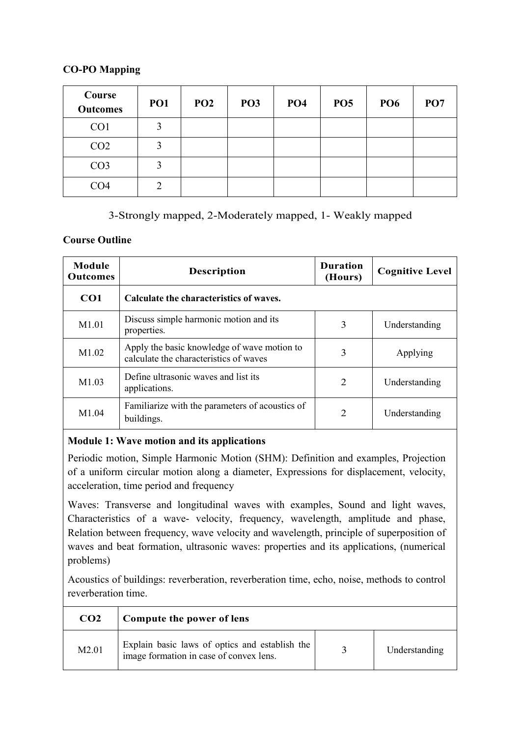**CO-PO Mapping**

| Course Outcomes | PO1 | PO2 | PO3 | PO4 | PO5 | PO6 | PO7 |
|---|---|---|---|---|---|---|---|
| CO1 | 3 | | | | | | |
| CO2 | 3 | | | | | | |
| CO3 | 3 | | | | | | |
| CO4 | 2 | | | | | | |

3-Strongly mapped, 2-Moderately mapped, 1- Weakly mapped

**Course Outline**

| Module Outcomes | Description | Duration (Hours) | Cognitive Level |
|---|---|---|---|
| **CO1** | **Calculate the characteristics of waves.** | | |
| M1.01 | Discuss simple harmonic motion and its properties. | 3 | Understanding |
| M1.02 | Apply the basic knowledge of wave motion to calculate the characteristics of waves | 3 | Applying |
| M1.03 | Define ultrasonic waves and list its applications. | 2 | Understanding |
| M1.04 | Familiarize with the parameters of acoustics of buildings. | 2 | Understanding |

**Module 1: Wave motion and its applications**

Periodic motion, Simple Harmonic Motion (SHM): Definition and examples, Projection of a uniform circular motion along a diameter, Expressions for displacement, velocity, acceleration, time period and frequency

Waves: Transverse and longitudinal waves with examples, Sound and light waves, Characteristics of a wave- velocity, frequency, wavelength, amplitude and phase, Relation between frequency, wave velocity and wavelength, principle of superposition of waves and beat formation, ultrasonic waves: properties and its applications, (numerical problems)

Acoustics of buildings: reverberation, reverberation time, echo, noise, methods to control reverberation time.

| Module Outcomes | Description | Duration (Hours) | Cognitive Level |
|---|---|---|---|
| **CO2** | **Compute the power of lens** | | |
| M2.01 | Explain basic laws of optics and establish the image formation in case of convex lens. | 3 | Understanding |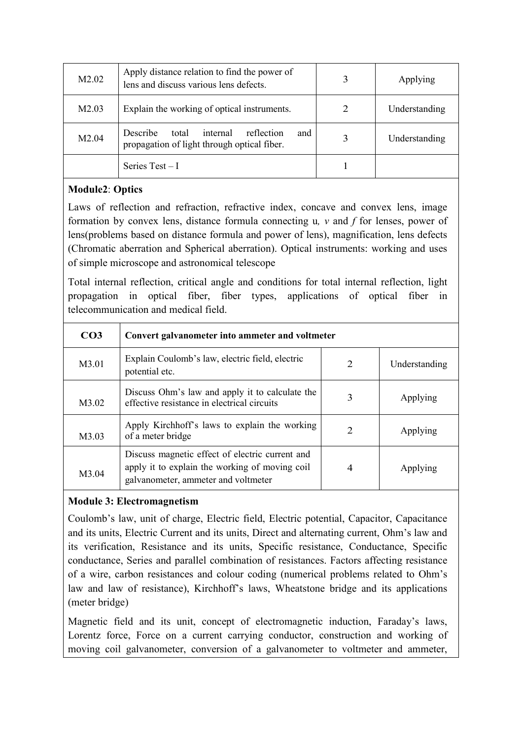| M2.02 | Apply distance relation to find the power of lens and discuss various lens defects. | 3 | Applying |
|---|---|---|---|
| M2.03 | Explain the working of optical instruments. | 2 | Understanding |
| M2.04 | Describe total internal reflection and propagation of light through optical fiber. | 3 | Understanding |
| | Series Test – I | 1 | |

**Module2**: **Optics**

Laws of reflection and refraction, refractive index, concave and convex lens, image formation by convex lens, distance formula connecting u*,* *v* and *f* for lenses, power of lens(problems based on distance formula and power of lens), magnification, lens defects (Chromatic aberration and Spherical aberration). Optical instruments: working and uses of simple microscope and astronomical telescope

Total internal reflection, critical angle and conditions for total internal reflection, light propagation in optical fiber, fiber types, applications of optical fiber in telecommunication and medical field.

| **CO3** | **Convert galvanometer into ammeter and voltmeter** | | |
|---|---|---|---|
| M3.01 | Explain Coulomb's law, electric field, electric potential etc. | 2 | Understanding |
| M3.02 | Discuss Ohm's law and apply it to calculate the effective resistance in electrical circuits | 3 | Applying |
| M3.03 | Apply Kirchhoff's laws to explain the working of a meter bridge | 2 | Applying |
| M3.04 | Discuss magnetic effect of electric current and apply it to explain the working of moving coil galvanometer, ammeter and voltmeter | 4 | Applying |

**Module 3: Electromagnetism**

Coulomb's law, unit of charge, Electric field, Electric potential, Capacitor, Capacitance and its units, Electric Current and its units, Direct and alternating current, Ohm's law and its verification, Resistance and its units, Specific resistance, Conductance, Specific conductance, Series and parallel combination of resistances. Factors affecting resistance of a wire, carbon resistances and colour coding (numerical problems related to Ohm's law and law of resistance), Kirchhoff's laws, Wheatstone bridge and its applications (meter bridge)

Magnetic field and its unit, concept of electromagnetic induction, Faraday's laws, Lorentz force, Force on a current carrying conductor, construction and working of moving coil galvanometer, conversion of a galvanometer to voltmeter and ammeter,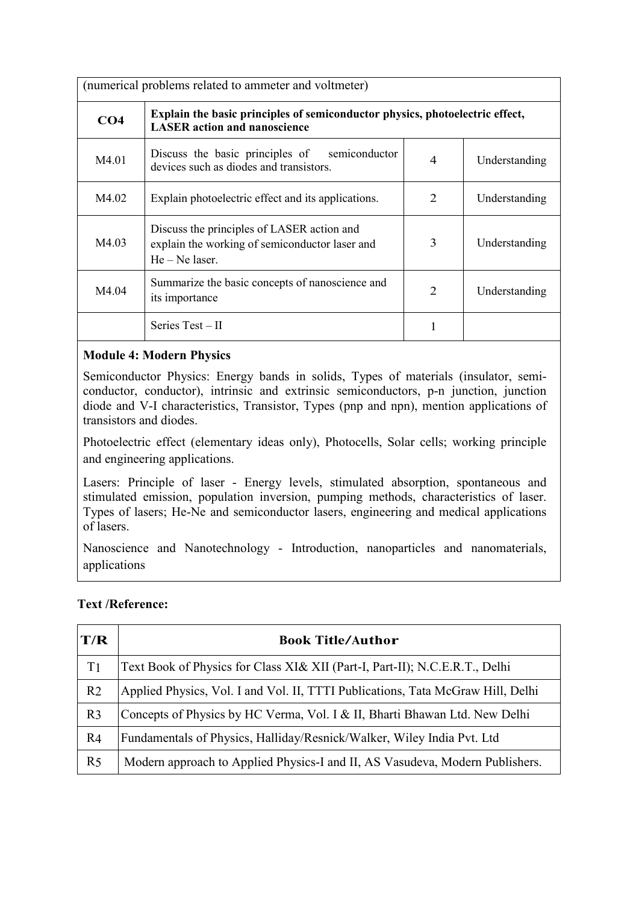| | | | |
|---|---|---|---|
| (numerical problems related to ammeter and voltmeter) | | | |
| **CO4** | **Explain the basic principles of semiconductor physics, photoelectric effect, LASER action and nanoscience** | | |
| M4.01 | Discuss the basic principles of semiconductor devices such as diodes and transistors. | 4 | Understanding |
| M4.02 | Explain photoelectric effect and its applications. | 2 | Understanding |
| M4.03 | Discuss the principles of LASER action and explain the working of semiconductor laser and He – Ne laser. | 3 | Understanding |
| M4.04 | Summarize the basic concepts of nanoscience and its importance | 2 | Understanding |
| | Series Test – II | 1 | |

**Module 4: Modern Physics**

Semiconductor Physics: Energy bands in solids, Types of materials (insulator, semi-conductor, conductor), intrinsic and extrinsic semiconductors, p-n junction, junction diode and V-I characteristics, Transistor, Types (pnp and npn), mention applications of transistors and diodes.

Photoelectric effect (elementary ideas only), Photocells, Solar cells; working principle and engineering applications.

Lasers: Principle of laser - Energy levels, stimulated absorption, spontaneous and stimulated emission, population inversion, pumping methods, characteristics of laser. Types of lasers; He-Ne and semiconductor lasers, engineering and medical applications of lasers.

Nanoscience and Nanotechnology - Introduction, nanoparticles and nanomaterials, applications

**Text /Reference:**

| T/R | Book Title/Author |
|---|---|
| T1 | Text Book of Physics for Class XI& XII (Part-I, Part-II); N.C.E.R.T., Delhi |
| R2 | Applied Physics, Vol. I and Vol. II, TTTI Publications, Tata McGraw Hill, Delhi |
| R3 | Concepts of Physics by HC Verma, Vol. I & II, Bharti Bhawan Ltd. New Delhi |
| R4 | Fundamentals of Physics, Halliday/Resnick/Walker, Wiley India Pvt. Ltd |
| R5 | Modern approach to Applied Physics-I and II, AS Vasudeva, Modern Publishers. |